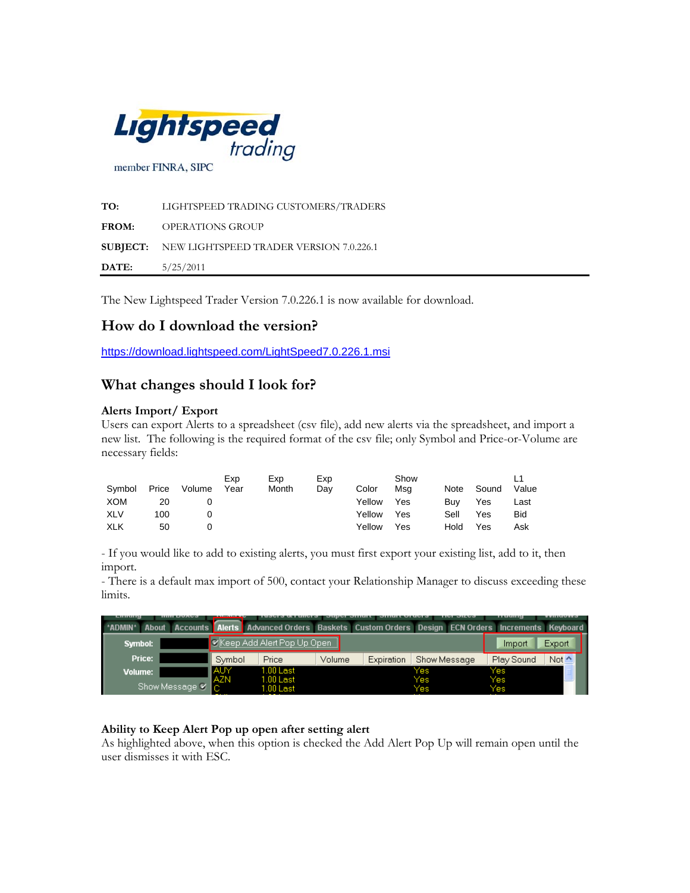Lightspeed trading

member FINRA, SIPC

**TO:** LIGHTSPEED TRADING CUSTOMERS/TRADERS

**FROM:** OPERATIONS GROUP

**SUBJECT:** NEW LIGHTSPEED TRADER VERSION 7.0.226.1

**DATE:** 5/25/2011

---

The New Lightspeed Trader Version 7.0.226.1 is now available for download.

## How do I download the version?

https://download.lightspeed.com/LightSpeed7.0.226.1.msi

## What changes should I look for?

### Alerts Import/ Export

Users can export Alerts to a spreadsheet (csv file), add new alerts via the spreadsheet, and import a new list. The following is the required format of the csv file; only Symbol and Price-or-Volume are necessary fields:

| Symbol | Price | Volume | Exp Year | Exp Month | Exp Day | Color | Show Msg | Note | Sound | L1 Value |
|---|---|---|---|---|---|---|---|---|---|---|
| XOM | 20 | 0 | | | | Yellow | Yes | Buy | Yes | Last |
| XLV | 100 | 0 | | | | Yellow | Yes | Sell | Yes | Bid |
| XLK | 50 | 0 | | | | Yellow | Yes | Hold | Yes | Ask |

- If you would like to add to existing alerts, you must first export your existing list, add to it, then import.
- There is a default max import of 500, contact your Relationship Manager to discuss exceeding these limits.

### Ability to Keep Alert Pop up open after setting alert

As highlighted above, when this option is checked the Add Alert Pop Up will remain open until the user dismisses it with ESC.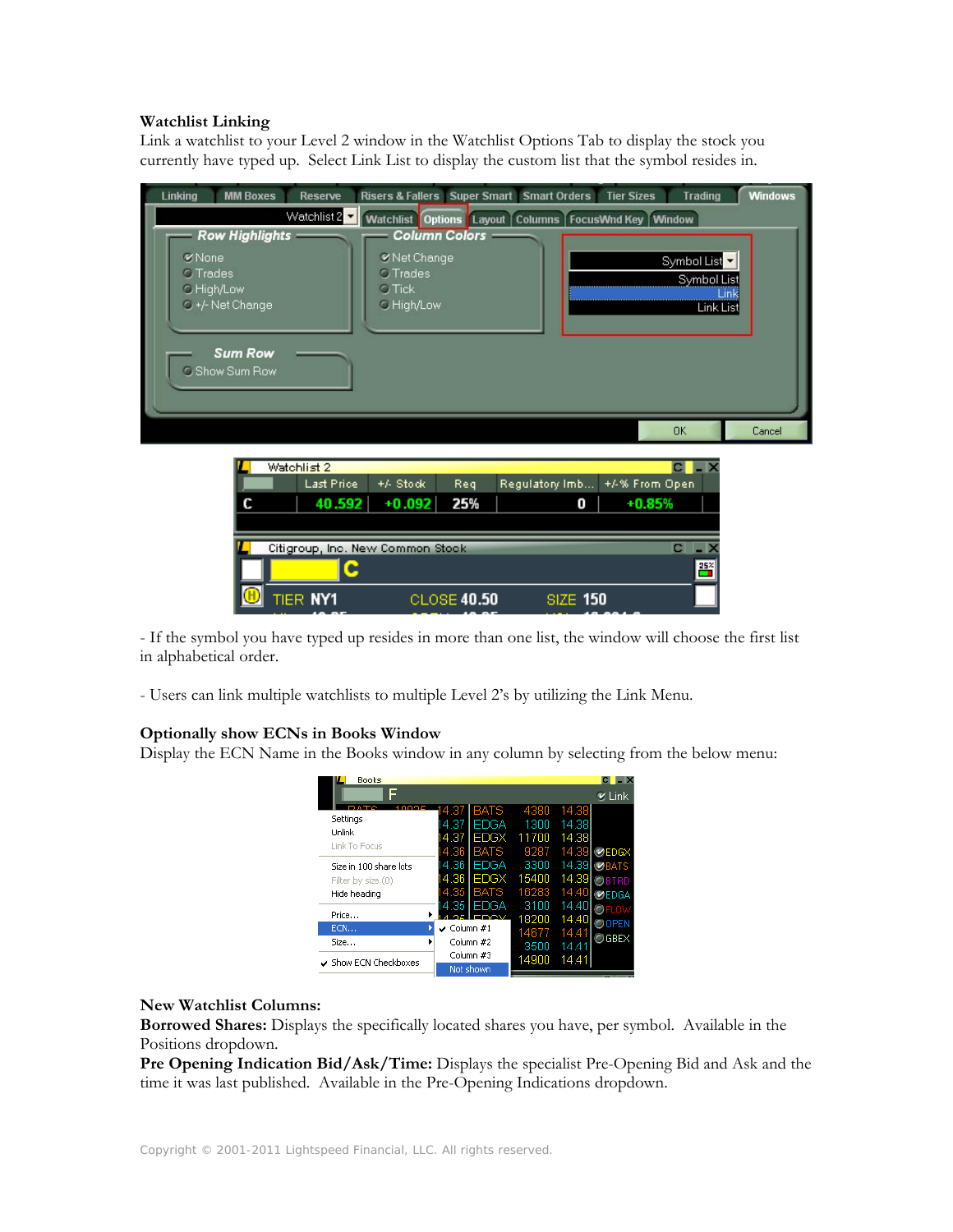**Watchlist Linking**

Link a watchlist to your Level 2 window in the Watchlist Options Tab to display the stock you currently have typed up. Select Link List to display the custom list that the symbol resides in.

- If the symbol you have typed up resides in more than one list, the window will choose the first list in alphabetical order.

- Users can link multiple watchlists to multiple Level 2's by utilizing the Link Menu.

**Optionally show ECNs in Books Window**

Display the ECN Name in the Books window in any column by selecting from the below menu:

**New Watchlist Columns:**

**Borrowed Shares:** Displays the specifically located shares you have, per symbol. Available in the Positions dropdown.

**Pre Opening Indication Bid/Ask/Time:** Displays the specialist Pre-Opening Bid and Ask and the time it was last published. Available in the Pre-Opening Indications dropdown.